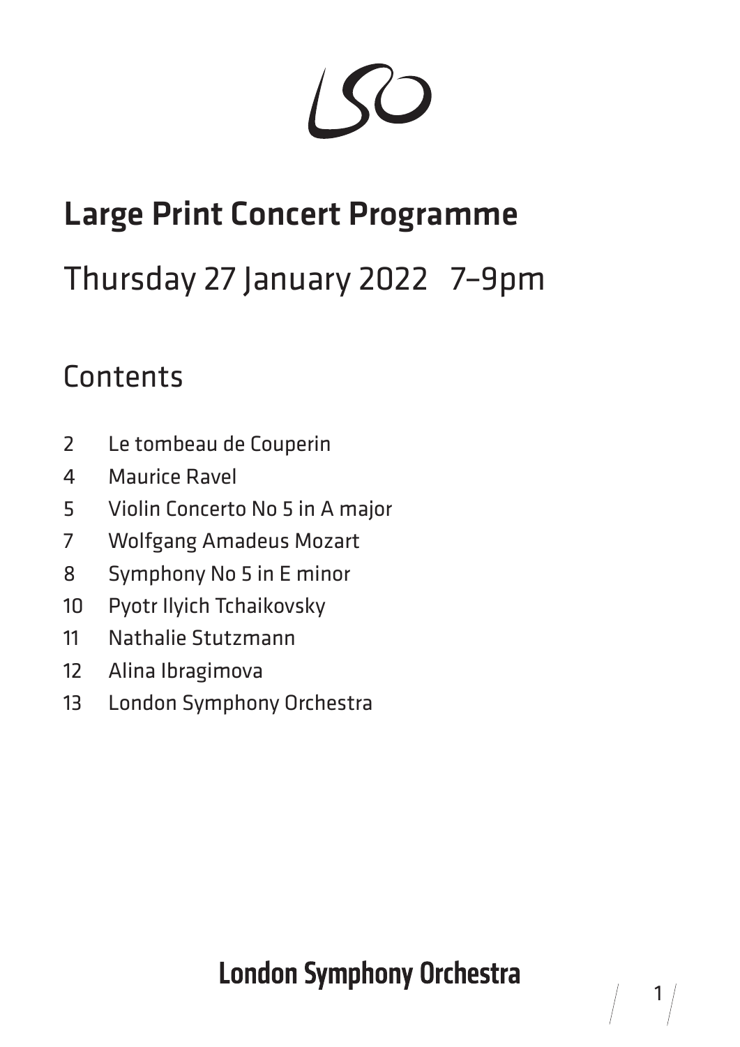# Large Print Concert Programme

## Thursday 27 January 2022   7–9pm

## Contents

| | |
|---|---|
| 2 | Le tombeau de Couperin |
| 4 | Maurice Ravel |
| 5 | Violin Concerto No 5 in A major |
| 7 | Wolfgang Amadeus Mozart |
| 8 | Symphony No 5 in E minor |
| 10 | Pyotr Ilyich Tchaikovsky |
| 11 | Nathalie Stutzmann |
| 12 | Alina Ibragimova |
| 13 | London Symphony Orchestra |

**London Symphony Orchestra**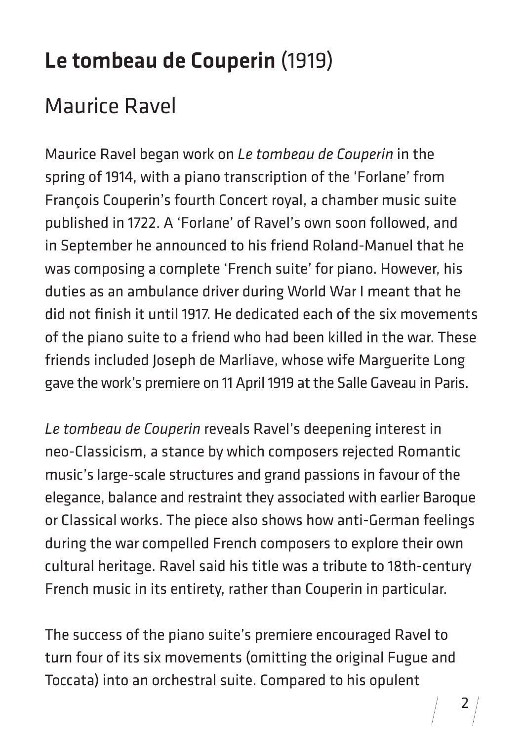# **Le tombeau de Couperin** (1919)

## Maurice Ravel

Maurice Ravel began work on *Le tombeau de Couperin* in the spring of 1914, with a piano transcription of the 'Forlane' from François Couperin's fourth Concert royal, a chamber music suite published in 1722. A 'Forlane' of Ravel's own soon followed, and in September he announced to his friend Roland-Manuel that he was composing a complete 'French suite' for piano. However, his duties as an ambulance driver during World War I meant that he did not finish it until 1917. He dedicated each of the six movements of the piano suite to a friend who had been killed in the war. These friends included Joseph de Marliave, whose wife Marguerite Long gave the work's premiere on 11 April 1919 at the Salle Gaveau in Paris.

*Le tombeau de Couperin* reveals Ravel's deepening interest in neo-Classicism, a stance by which composers rejected Romantic music's large-scale structures and grand passions in favour of the elegance, balance and restraint they associated with earlier Baroque or Classical works. The piece also shows how anti-German feelings during the war compelled French composers to explore their own cultural heritage. Ravel said his title was a tribute to 18th-century French music in its entirety, rather than Couperin in particular.

The success of the piano suite's premiere encouraged Ravel to turn four of its six movements (omitting the original Fugue and Toccata) into an orchestral suite. Compared to his opulent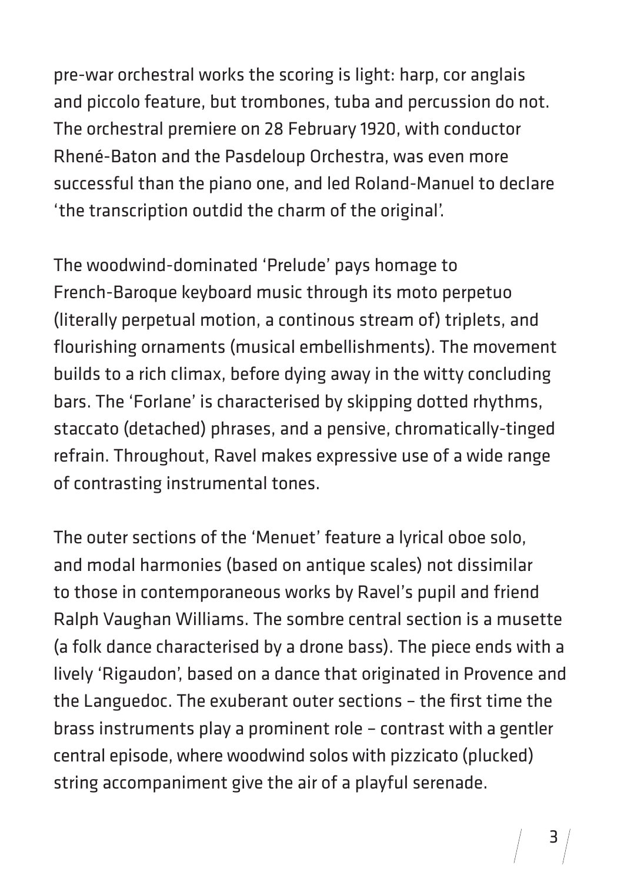pre-war orchestral works the scoring is light: harp, cor anglais and piccolo feature, but trombones, tuba and percussion do not. The orchestral premiere on 28 February 1920, with conductor Rhené-Baton and the Pasdeloup Orchestra, was even more successful than the piano one, and led Roland-Manuel to declare 'the transcription outdid the charm of the original'.

The woodwind-dominated 'Prelude' pays homage to French-Baroque keyboard music through its moto perpetuo (literally perpetual motion, a continous stream of) triplets, and flourishing ornaments (musical embellishments). The movement builds to a rich climax, before dying away in the witty concluding bars. The 'Forlane' is characterised by skipping dotted rhythms, staccato (detached) phrases, and a pensive, chromatically-tinged refrain. Throughout, Ravel makes expressive use of a wide range of contrasting instrumental tones.

The outer sections of the 'Menuet' feature a lyrical oboe solo, and modal harmonies (based on antique scales) not dissimilar to those in contemporaneous works by Ravel's pupil and friend Ralph Vaughan Williams. The sombre central section is a musette (a folk dance characterised by a drone bass). The piece ends with a lively 'Rigaudon', based on a dance that originated in Provence and the Languedoc. The exuberant outer sections – the first time the brass instruments play a prominent role – contrast with a gentler central episode, where woodwind solos with pizzicato (plucked) string accompaniment give the air of a playful serenade.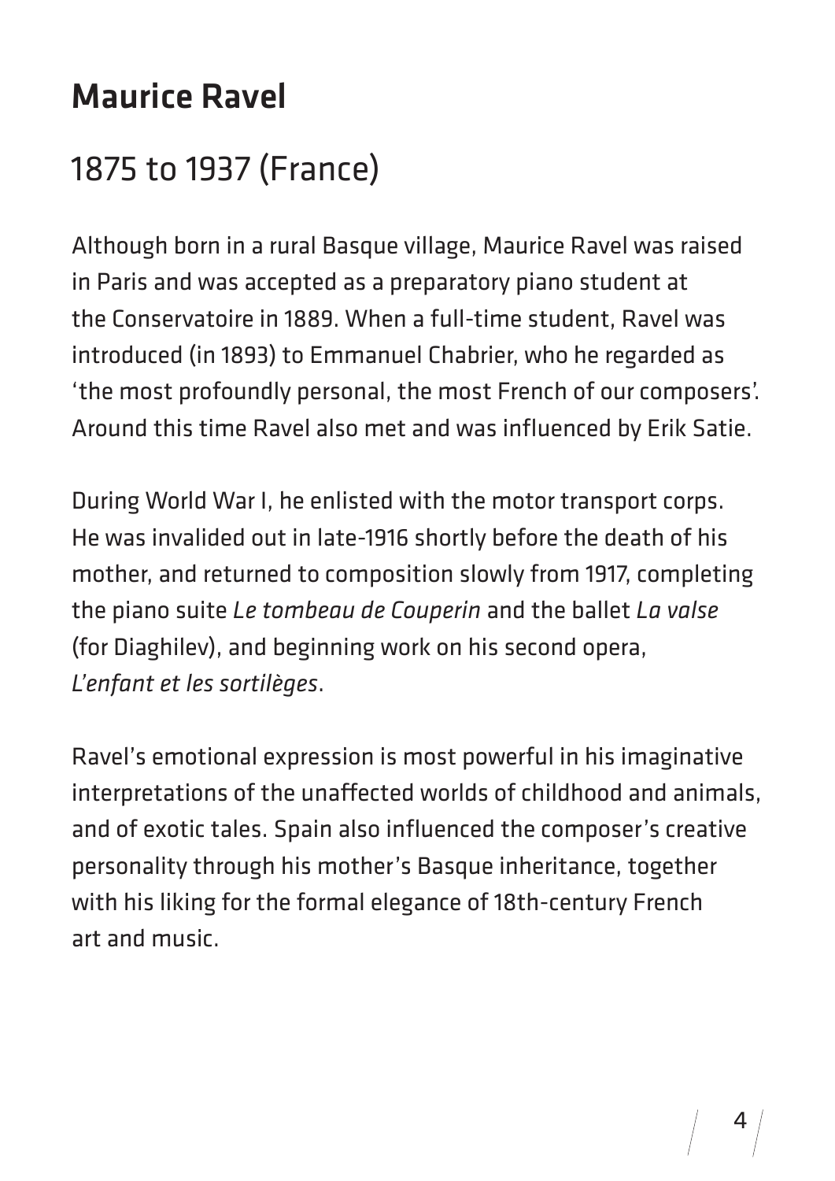# Maurice Ravel

## 1875 to 1937 (France)

Although born in a rural Basque village, Maurice Ravel was raised in Paris and was accepted as a preparatory piano student at the Conservatoire in 1889. When a full-time student, Ravel was introduced (in 1893) to Emmanuel Chabrier, who he regarded as 'the most profoundly personal, the most French of our composers'. Around this time Ravel also met and was influenced by Erik Satie.

During World War I, he enlisted with the motor transport corps. He was invalided out in late-1916 shortly before the death of his mother, and returned to composition slowly from 1917, completing the piano suite *Le tombeau de Couperin* and the ballet *La valse* (for Diaghilev), and beginning work on his second opera, *L'enfant et les sortilèges*.

Ravel's emotional expression is most powerful in his imaginative interpretations of the unaffected worlds of childhood and animals, and of exotic tales. Spain also influenced the composer's creative personality through his mother's Basque inheritance, together with his liking for the formal elegance of 18th-century French art and music.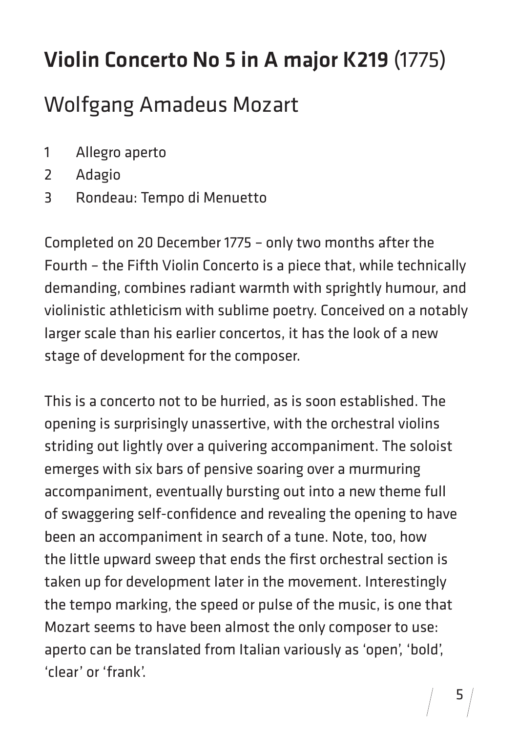# **Violin Concerto No 5 in A major K219** (1775)

## Wolfgang Amadeus Mozart

1 Allegro aperto
2 Adagio
3 Rondeau: Tempo di Menuetto

Completed on 20 December 1775 – only two months after the Fourth – the Fifth Violin Concerto is a piece that, while technically demanding, combines radiant warmth with sprightly humour, and violinistic athleticism with sublime poetry. Conceived on a notably larger scale than his earlier concertos, it has the look of a new stage of development for the composer.

This is a concerto not to be hurried, as is soon established. The opening is surprisingly unassertive, with the orchestral violins striding out lightly over a quivering accompaniment. The soloist emerges with six bars of pensive soaring over a murmuring accompaniment, eventually bursting out into a new theme full of swaggering self-confidence and revealing the opening to have been an accompaniment in search of a tune. Note, too, how the little upward sweep that ends the first orchestral section is taken up for development later in the movement. Interestingly the tempo marking, the speed or pulse of the music, is one that Mozart seems to have been almost the only composer to use: aperto can be translated from Italian variously as 'open', 'bold', 'clear' or 'frank'.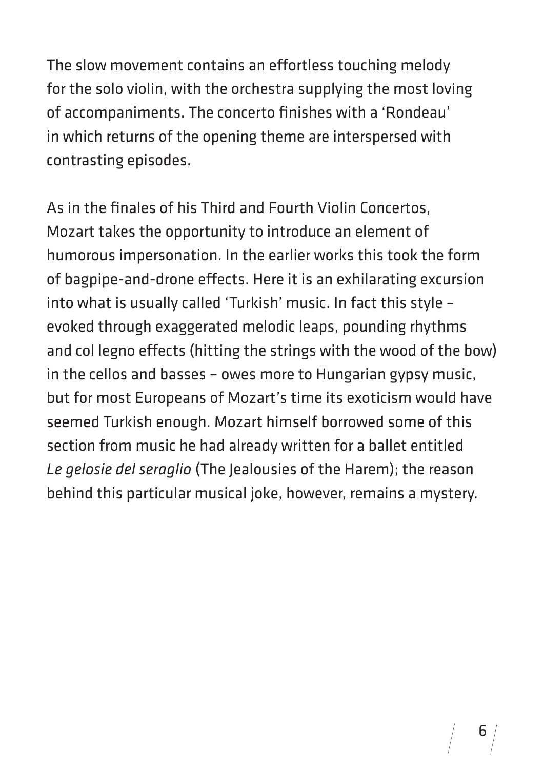The slow movement contains an effortless touching melody for the solo violin, with the orchestra supplying the most loving of accompaniments. The concerto finishes with a 'Rondeau' in which returns of the opening theme are interspersed with contrasting episodes.

As in the finales of his Third and Fourth Violin Concertos, Mozart takes the opportunity to introduce an element of humorous impersonation. In the earlier works this took the form of bagpipe-and-drone effects. Here it is an exhilarating excursion into what is usually called 'Turkish' music. In fact this style – evoked through exaggerated melodic leaps, pounding rhythms and col legno effects (hitting the strings with the wood of the bow) in the cellos and basses – owes more to Hungarian gypsy music, but for most Europeans of Mozart's time its exoticism would have seemed Turkish enough. Mozart himself borrowed some of this section from music he had already written for a ballet entitled *Le gelosie del seraglio* (The Jealousies of the Harem); the reason behind this particular musical joke, however, remains a mystery.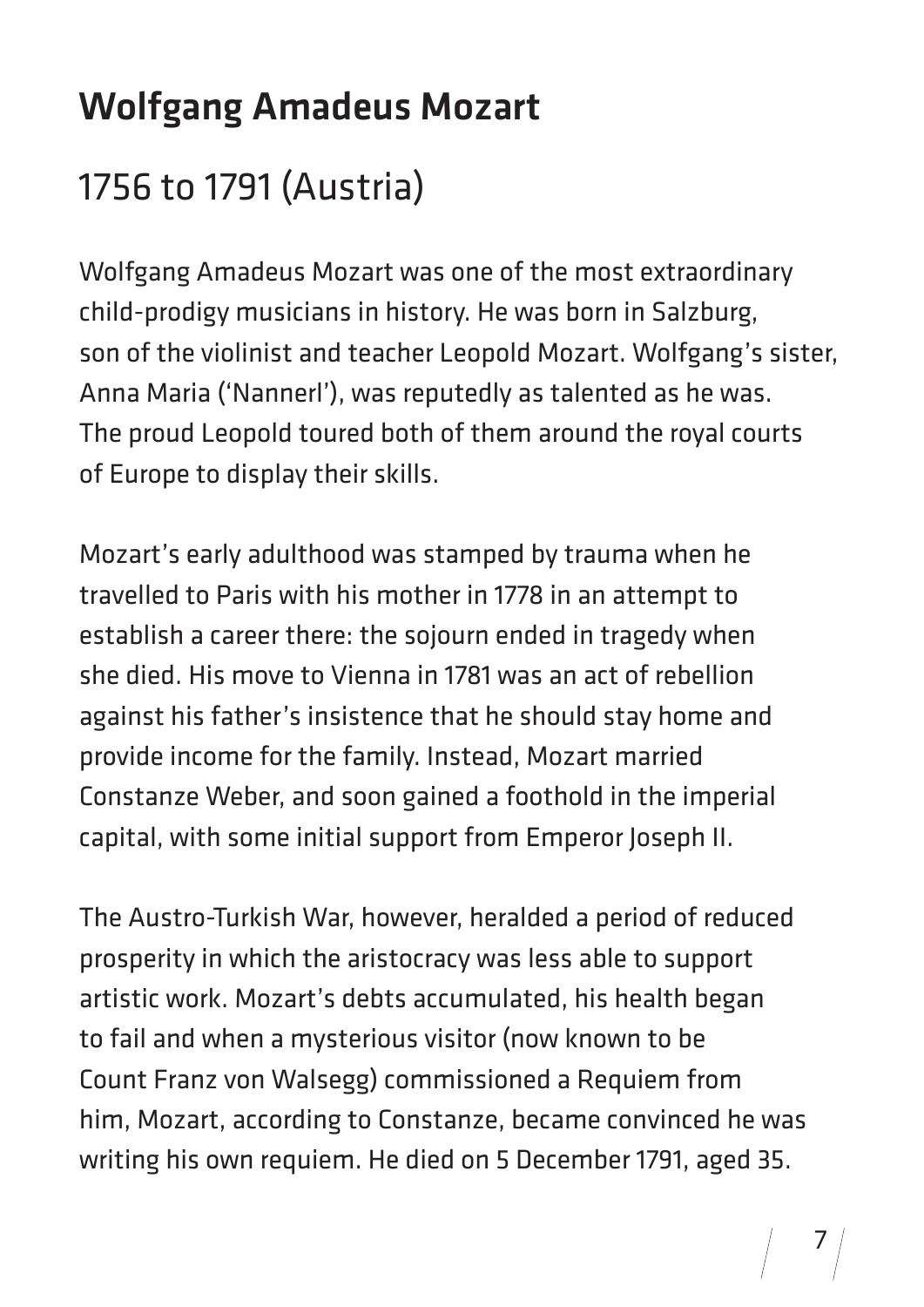# Wolfgang Amadeus Mozart

## 1756 to 1791 (Austria)

Wolfgang Amadeus Mozart was one of the most extraordinary child-prodigy musicians in history. He was born in Salzburg, son of the violinist and teacher Leopold Mozart. Wolfgang's sister, Anna Maria ('Nannerl'), was reputedly as talented as he was. The proud Leopold toured both of them around the royal courts of Europe to display their skills.

Mozart's early adulthood was stamped by trauma when he travelled to Paris with his mother in 1778 in an attempt to establish a career there: the sojourn ended in tragedy when she died. His move to Vienna in 1781 was an act of rebellion against his father's insistence that he should stay home and provide income for the family. Instead, Mozart married Constanze Weber, and soon gained a foothold in the imperial capital, with some initial support from Emperor Joseph II.

The Austro-Turkish War, however, heralded a period of reduced prosperity in which the aristocracy was less able to support artistic work. Mozart's debts accumulated, his health began to fail and when a mysterious visitor (now known to be Count Franz von Walsegg) commissioned a Requiem from him, Mozart, according to Constanze, became convinced he was writing his own requiem. He died on 5 December 1791, aged 35.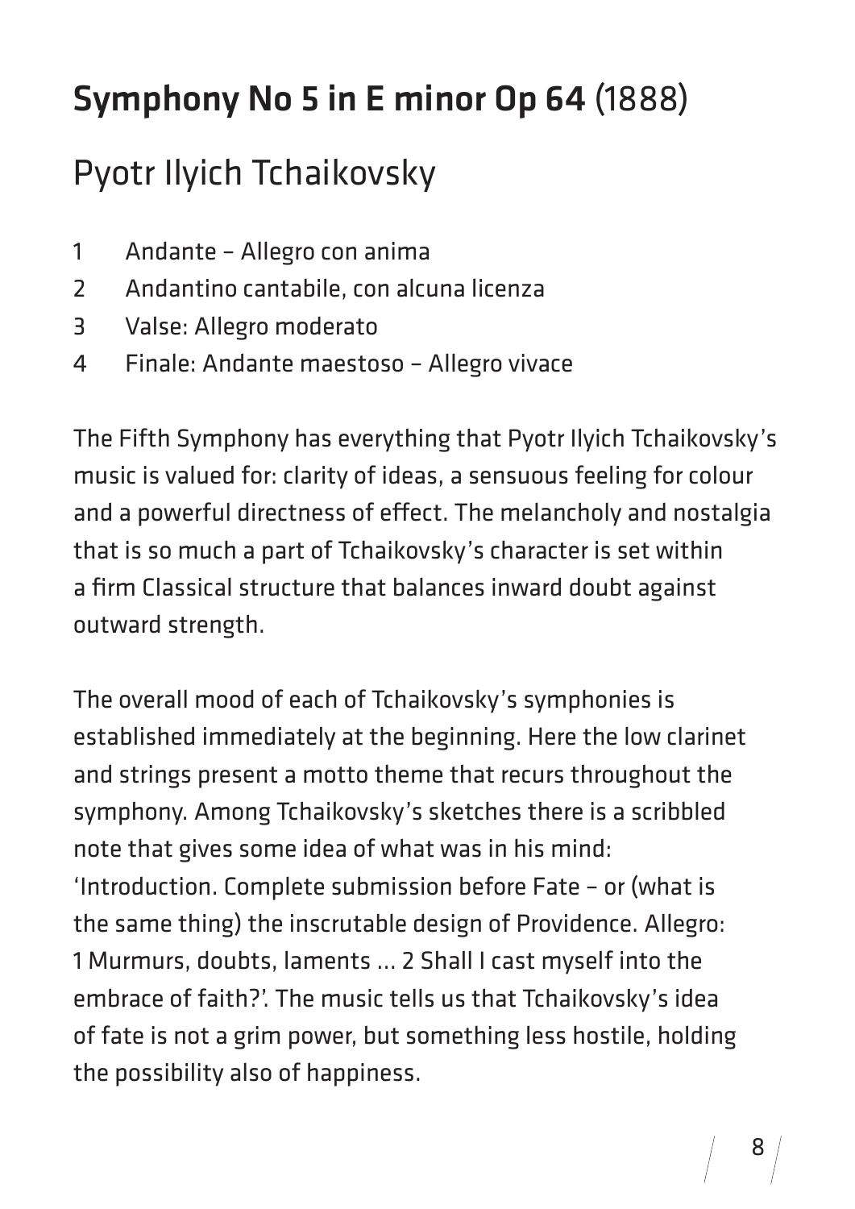## **Symphony No 5 in E minor Op 64** (1888)

## Pyotr Ilyich Tchaikovsky

1 Andante – Allegro con anima
2 Andantino cantabile, con alcuna licenza
3 Valse: Allegro moderato
4 Finale: Andante maestoso – Allegro vivace

The Fifth Symphony has everything that Pyotr Ilyich Tchaikovsky's music is valued for: clarity of ideas, a sensuous feeling for colour and a powerful directness of effect. The melancholy and nostalgia that is so much a part of Tchaikovsky's character is set within a firm Classical structure that balances inward doubt against outward strength.

The overall mood of each of Tchaikovsky's symphonies is established immediately at the beginning. Here the low clarinet and strings present a motto theme that recurs throughout the symphony. Among Tchaikovsky's sketches there is a scribbled note that gives some idea of what was in his mind: 'Introduction. Complete submission before Fate – or (what is the same thing) the inscrutable design of Providence. Allegro: 1 Murmurs, doubts, laments ... 2 Shall I cast myself into the embrace of faith?'. The music tells us that Tchaikovsky's idea of fate is not a grim power, but something less hostile, holding the possibility also of happiness.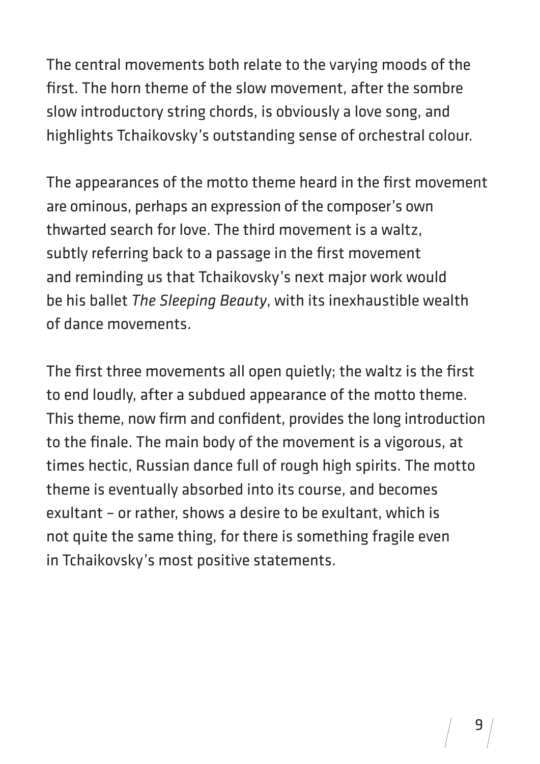The central movements both relate to the varying moods of the first. The horn theme of the slow movement, after the sombre slow introductory string chords, is obviously a love song, and highlights Tchaikovsky's outstanding sense of orchestral colour.

The appearances of the motto theme heard in the first movement are ominous, perhaps an expression of the composer's own thwarted search for love. The third movement is a waltz, subtly referring back to a passage in the first movement and reminding us that Tchaikovsky's next major work would be his ballet *The Sleeping Beauty*, with its inexhaustible wealth of dance movements.

The first three movements all open quietly; the waltz is the first to end loudly, after a subdued appearance of the motto theme. This theme, now firm and confident, provides the long introduction to the finale. The main body of the movement is a vigorous, at times hectic, Russian dance full of rough high spirits. The motto theme is eventually absorbed into its course, and becomes exultant – or rather, shows a desire to be exultant, which is not quite the same thing, for there is something fragile even in Tchaikovsky's most positive statements.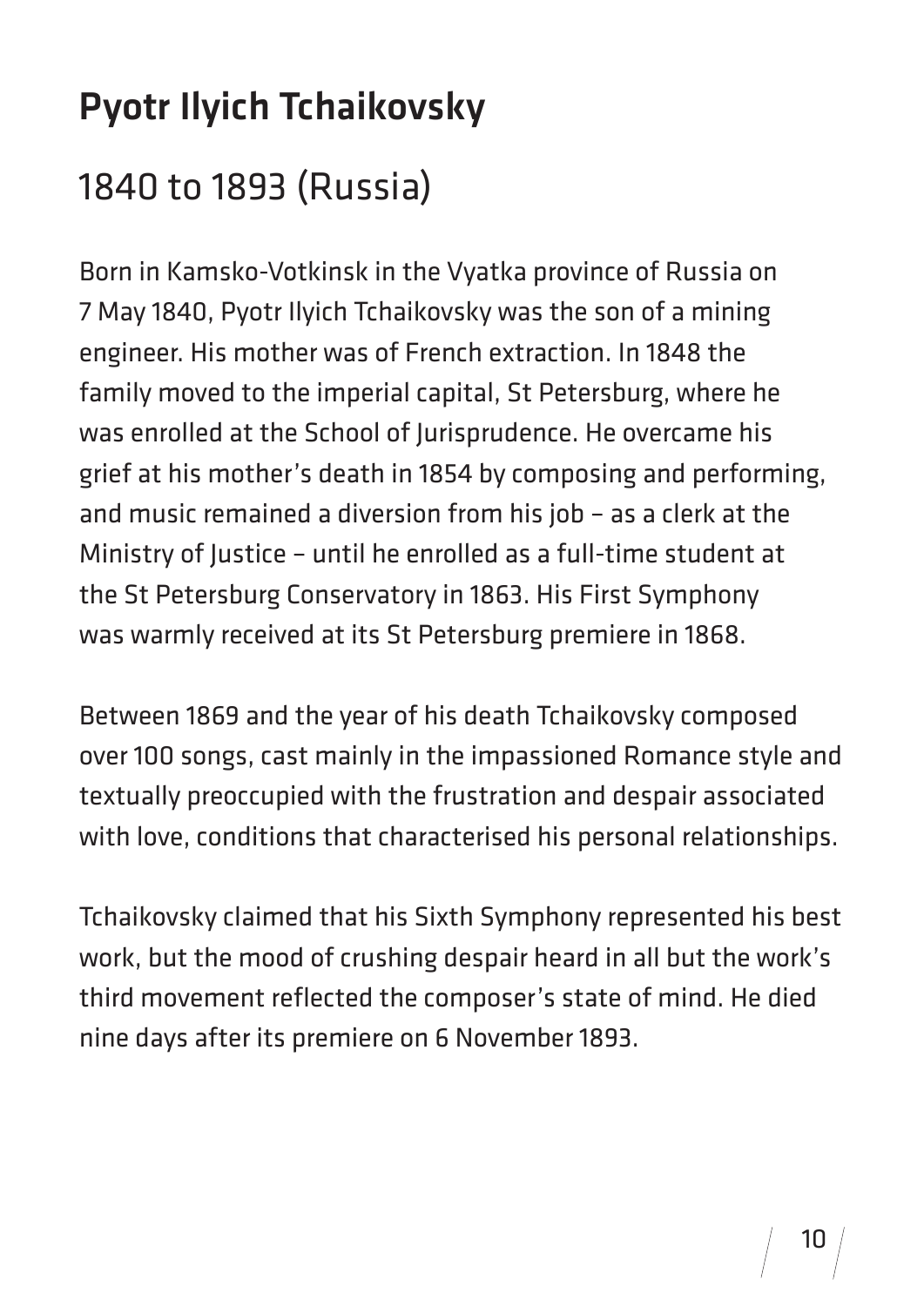# Pyotr Ilyich Tchaikovsky

## 1840 to 1893 (Russia)

Born in Kamsko-Votkinsk in the Vyatka province of Russia on 7 May 1840, Pyotr Ilyich Tchaikovsky was the son of a mining engineer. His mother was of French extraction. In 1848 the family moved to the imperial capital, St Petersburg, where he was enrolled at the School of Jurisprudence. He overcame his grief at his mother's death in 1854 by composing and performing, and music remained a diversion from his job – as a clerk at the Ministry of Justice – until he enrolled as a full-time student at the St Petersburg Conservatory in 1863. His First Symphony was warmly received at its St Petersburg premiere in 1868.

Between 1869 and the year of his death Tchaikovsky composed over 100 songs, cast mainly in the impassioned Romance style and textually preoccupied with the frustration and despair associated with love, conditions that characterised his personal relationships.

Tchaikovsky claimed that his Sixth Symphony represented his best work, but the mood of crushing despair heard in all but the work's third movement reflected the composer's state of mind. He died nine days after its premiere on 6 November 1893.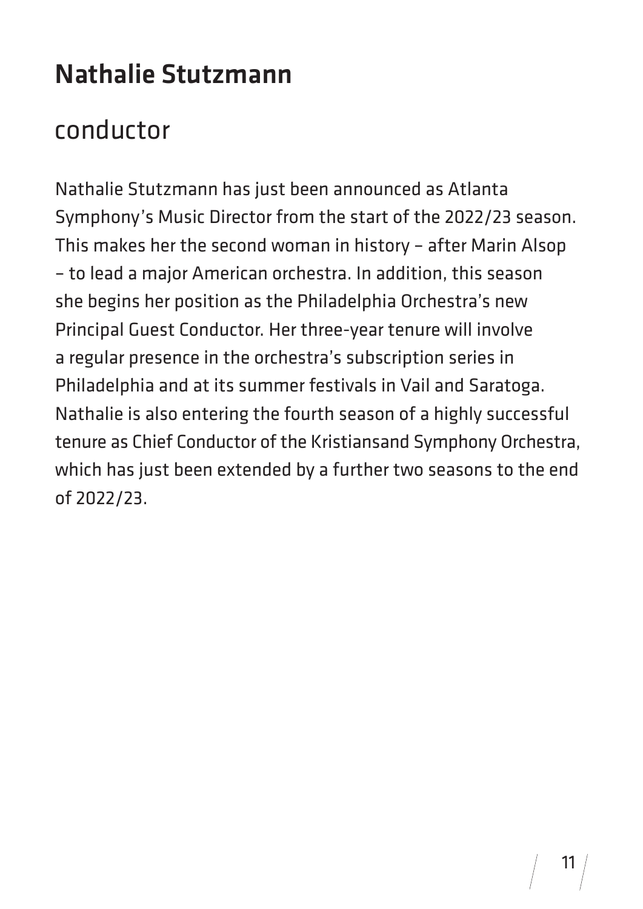# Nathalie Stutzmann

## conductor

Nathalie Stutzmann has just been announced as Atlanta Symphony's Music Director from the start of the 2022/23 season. This makes her the second woman in history – after Marin Alsop – to lead a major American orchestra. In addition, this season she begins her position as the Philadelphia Orchestra's new Principal Guest Conductor. Her three-year tenure will involve a regular presence in the orchestra's subscription series in Philadelphia and at its summer festivals in Vail and Saratoga. Nathalie is also entering the fourth season of a highly successful tenure as Chief Conductor of the Kristiansand Symphony Orchestra, which has just been extended by a further two seasons to the end of 2022/23.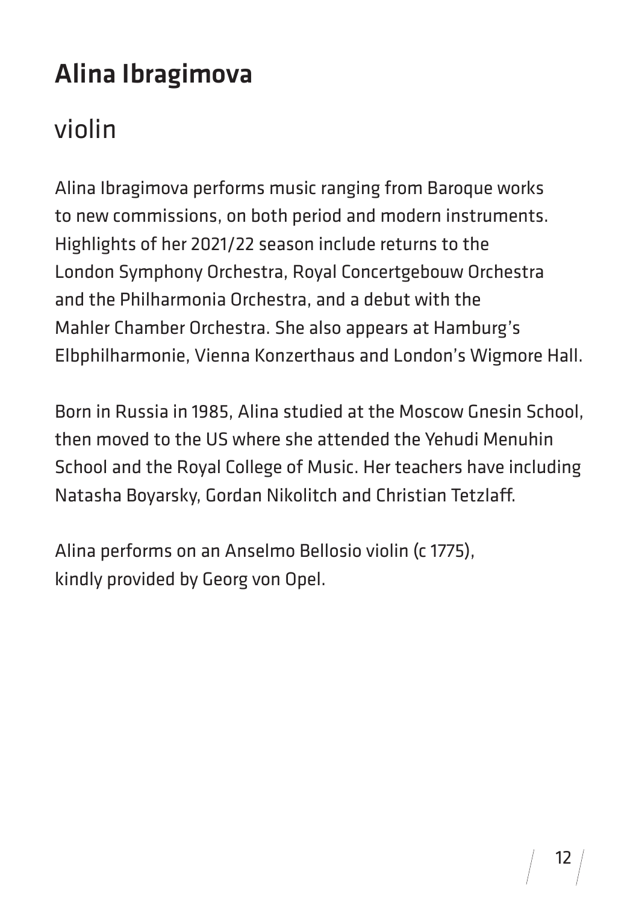# Alina Ibragimova

## violin

Alina Ibragimova performs music ranging from Baroque works to new commissions, on both period and modern instruments. Highlights of her 2021/22 season include returns to the London Symphony Orchestra, Royal Concertgebouw Orchestra and the Philharmonia Orchestra, and a debut with the Mahler Chamber Orchestra. She also appears at Hamburg's Elbphilharmonie, Vienna Konzerthaus and London's Wigmore Hall.

Born in Russia in 1985, Alina studied at the Moscow Gnesin School, then moved to the US where she attended the Yehudi Menuhin School and the Royal College of Music. Her teachers have including Natasha Boyarsky, Gordan Nikolitch and Christian Tetzlaff.

Alina performs on an Anselmo Bellosio violin (c 1775), kindly provided by Georg von Opel.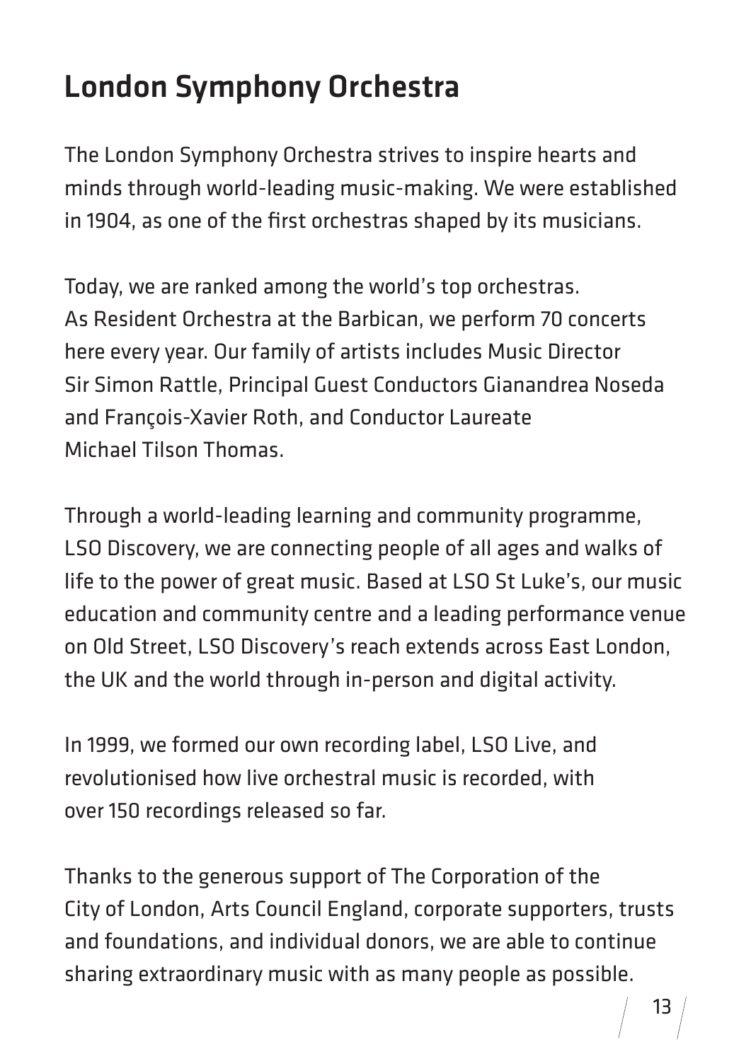# London Symphony Orchestra

The London Symphony Orchestra strives to inspire hearts and minds through world-leading music-making. We were established in 1904, as one of the first orchestras shaped by its musicians.

Today, we are ranked among the world's top orchestras. As Resident Orchestra at the Barbican, we perform 70 concerts here every year. Our family of artists includes Music Director Sir Simon Rattle, Principal Guest Conductors Gianandrea Noseda and François-Xavier Roth, and Conductor Laureate Michael Tilson Thomas.

Through a world-leading learning and community programme, LSO Discovery, we are connecting people of all ages and walks of life to the power of great music. Based at LSO St Luke's, our music education and community centre and a leading performance venue on Old Street, LSO Discovery's reach extends across East London, the UK and the world through in-person and digital activity.

In 1999, we formed our own recording label, LSO Live, and revolutionised how live orchestral music is recorded, with over 150 recordings released so far.

Thanks to the generous support of The Corporation of the City of London, Arts Council England, corporate supporters, trusts and foundations, and individual donors, we are able to continue sharing extraordinary music with as many people as possible.